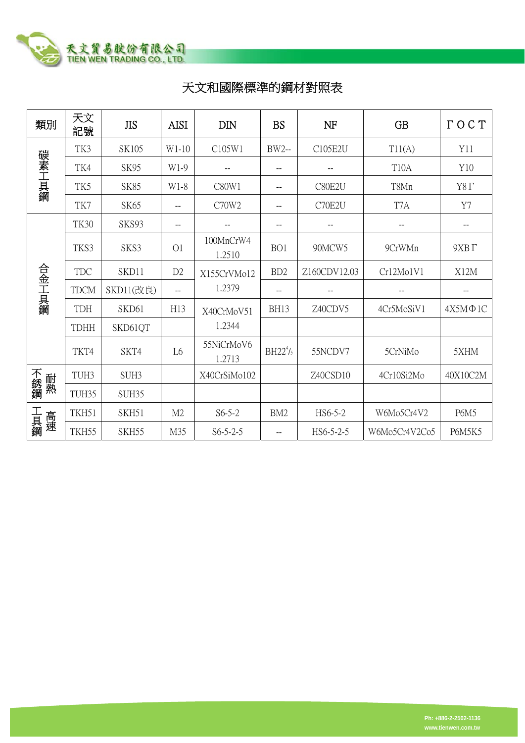天文貿易股份有限公司
TIEN WEN TRADING CO., LTD.

# 天文和國際標準的鋼材對照表

| 類別 | 天文記號 | JIS | AISI | DIN | BS | NF | GB | ΓOCT |
|---|---|---|---|---|---|---|---|---|
| 碳素工具鋼 | TK3 | SK105 | W1-10 | C105W1 | BW2-- | C105E2U | T11(A) | Y11 |
| | TK4 | SK95 | W1-9 | -- | -- | -- | T10A | Y10 |
| | TK5 | SK85 | W1-8 | C80W1 | -- | C80E2U | T8Mn | Y8Γ |
| | TK7 | SK65 | -- | C70W2 | -- | C70E2U | T7A | Y7 |
| 合金工具鋼 | TK30 | SKS93 | -- | -- | -- | -- | -- | -- |
| | TKS3 | SKS3 | O1 | 100MnCrW4 1.2510 | BO1 | 90MCW5 | 9CrWMn | 9XBΓ |
| | TDC | SKD11 | D2 | X155CrVMo12 1.2379 | BD2 | Z160CDV12.03 | Cr12Mo1V1 | X12M |
| | TDCM | SKD11(改良) | -- | | -- | -- | -- | -- |
| | TDH | SKD61 | H13 | X40CrMoV51 1.2344 | BH13 | Z40CDV5 | 4Cr5MoSiV1 | 4X5MΦ1C |
| | TDHH | SKD61QT | | | | | | |
| | TKT4 | SKT4 | L6 | 55NiCrMoV6 1.2713 | BH22⁴/₅ | 55NCDV7 | 5CrNiMo | 5XHM |
| 耐熱不銹鋼 | TUH3 | SUH3 | | X40CrSiMo102 | | Z40CSD10 | 4Cr10Si2Mo | 40X10C2M |
| | TUH35 | SUH35 | | | | | | |
| 高速工具鋼 | TKH51 | SKH51 | M2 | S6-5-2 | BM2 | HS6-5-2 | W6Mo5Cr4V2 | P6M5 |
| | TKH55 | SKH55 | M35 | S6-5-2-5 | -- | HS6-5-2-5 | W6Mo5Cr4V2Co5 | P6M5K5 |

Ph: +886-2-2502-1136
www.tienwen.com.tw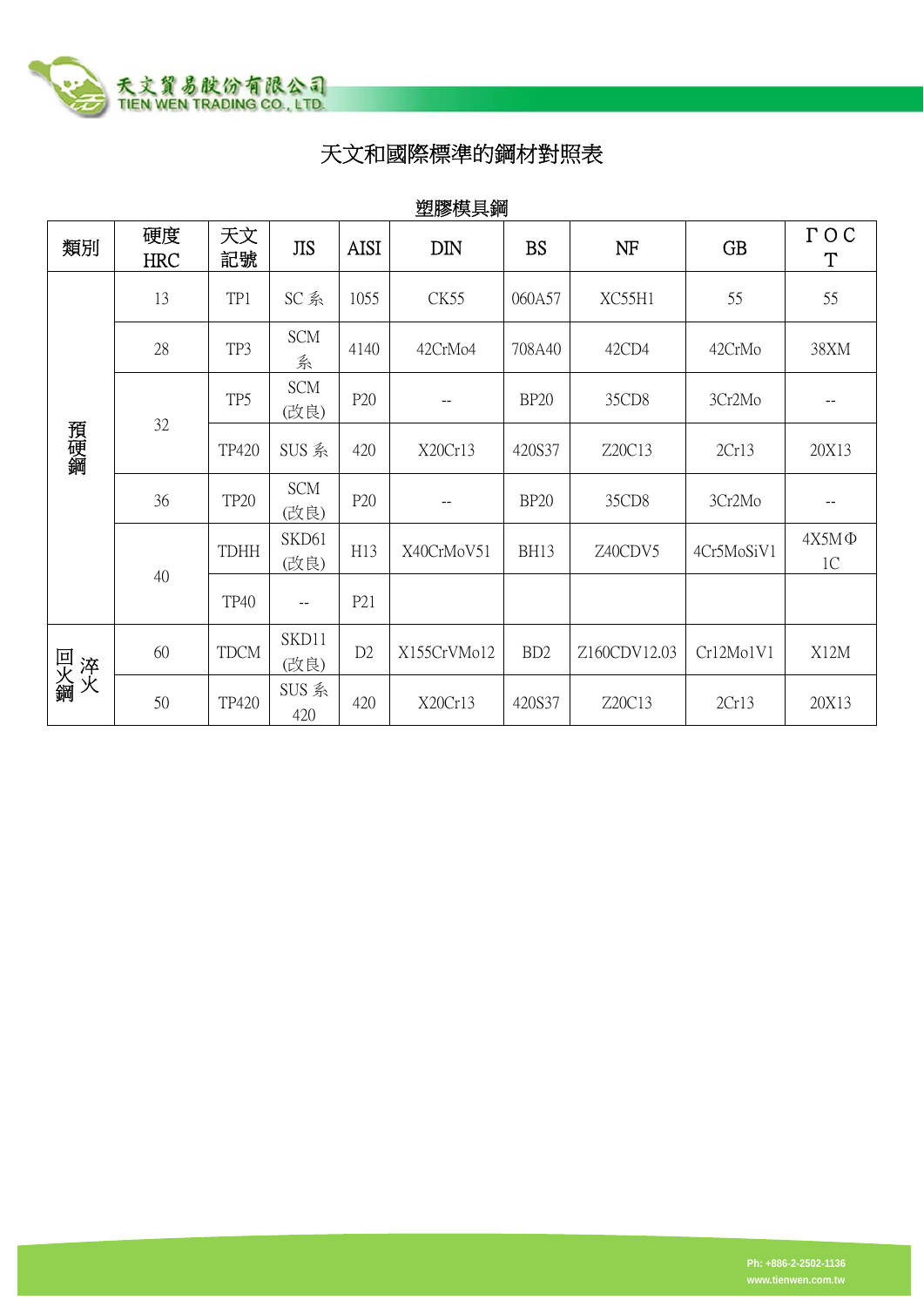# 天文和國際標準的鋼材對照表

## 塑膠模具鋼

| 類別 | 硬度 HRC | 天文記號 | JIS | AISI | DIN | BS | NF | GB | ΓOCT |
|---|---|---|---|---|---|---|---|---|---|
| 預硬鋼 | 13 | TP1 | SC 系 | 1055 | CK55 | 060A57 | XC55H1 | 55 | 55 |
| | 28 | TP3 | SCM 系 | 4140 | 42CrMo4 | 708A40 | 42CD4 | 42CrMo | 38XM |
| | 32 | TP5 | SCM (改良) | P20 | -- | BP20 | 35CD8 | 3Cr2Mo | -- |
| | | TP420 | SUS 系 | 420 | X20Cr13 | 420S37 | Z20C13 | 2Cr13 | 20X13 |
| | 36 | TP20 | SCM (改良) | P20 | -- | BP20 | 35CD8 | 3Cr2Mo | -- |
| | 40 | TDHH | SKD61 (改良) | H13 | X40CrMoV51 | BH13 | Z40CDV5 | 4Cr5MoSiV1 | 4X5MΦ1C |
| | | TP40 | -- | P21 | | | | | |
| 淬火回火鋼 | 60 | TDCM | SKD11 (改良) | D2 | X155CrVMo12 | BD2 | Z160CDV12.03 | Cr12Mo1V1 | X12M |
| | 50 | TP420 | SUS 系 420 | 420 | X20Cr13 | 420S37 | Z20C13 | 2Cr13 | 20X13 |